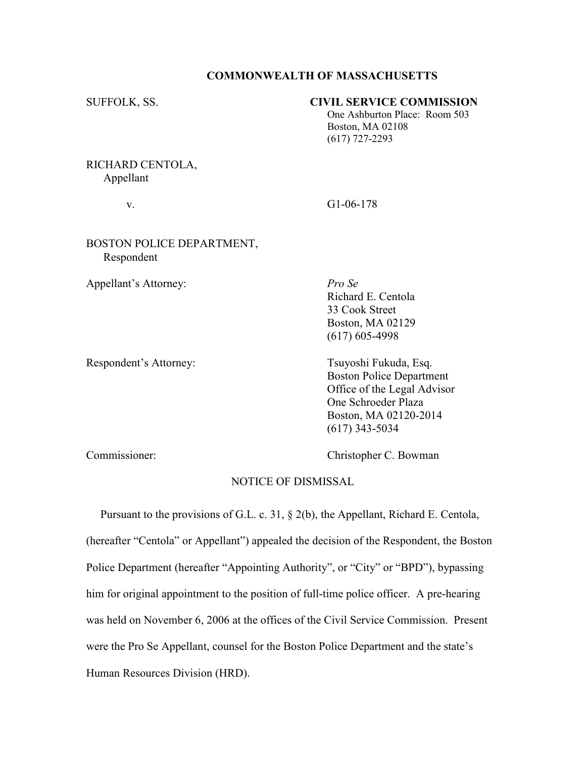**COMMONWEALTH OF MASSACHUSETTS**

SUFFOLK, SS.

**CIVIL SERVICE COMMISSION**
One Ashburton Place: Room 503
Boston, MA 02108
(617) 727-2293

RICHARD CENTOLA,
Appellant

v.

G1-06-178

BOSTON POLICE DEPARTMENT,
Respondent

Appellant's Attorney:

*Pro Se*
Richard E. Centola
33 Cook Street
Boston, MA 02129
(617) 605-4998

Respondent's Attorney:

Tsuyoshi Fukuda, Esq.
Boston Police Department
Office of the Legal Advisor
One Schroeder Plaza
Boston, MA 02120-2014
(617) 343-5034

Commissioner:

Christopher C. Bowman

NOTICE OF DISMISSAL

Pursuant to the provisions of G.L. c. 31, § 2(b), the Appellant, Richard E. Centola, (hereafter "Centola" or Appellant") appealed the decision of the Respondent, the Boston Police Department (hereafter "Appointing Authority", or "City" or "BPD"), bypassing him for original appointment to the position of full-time police officer. A pre-hearing was held on November 6, 2006 at the offices of the Civil Service Commission. Present were the Pro Se Appellant, counsel for the Boston Police Department and the state's Human Resources Division (HRD).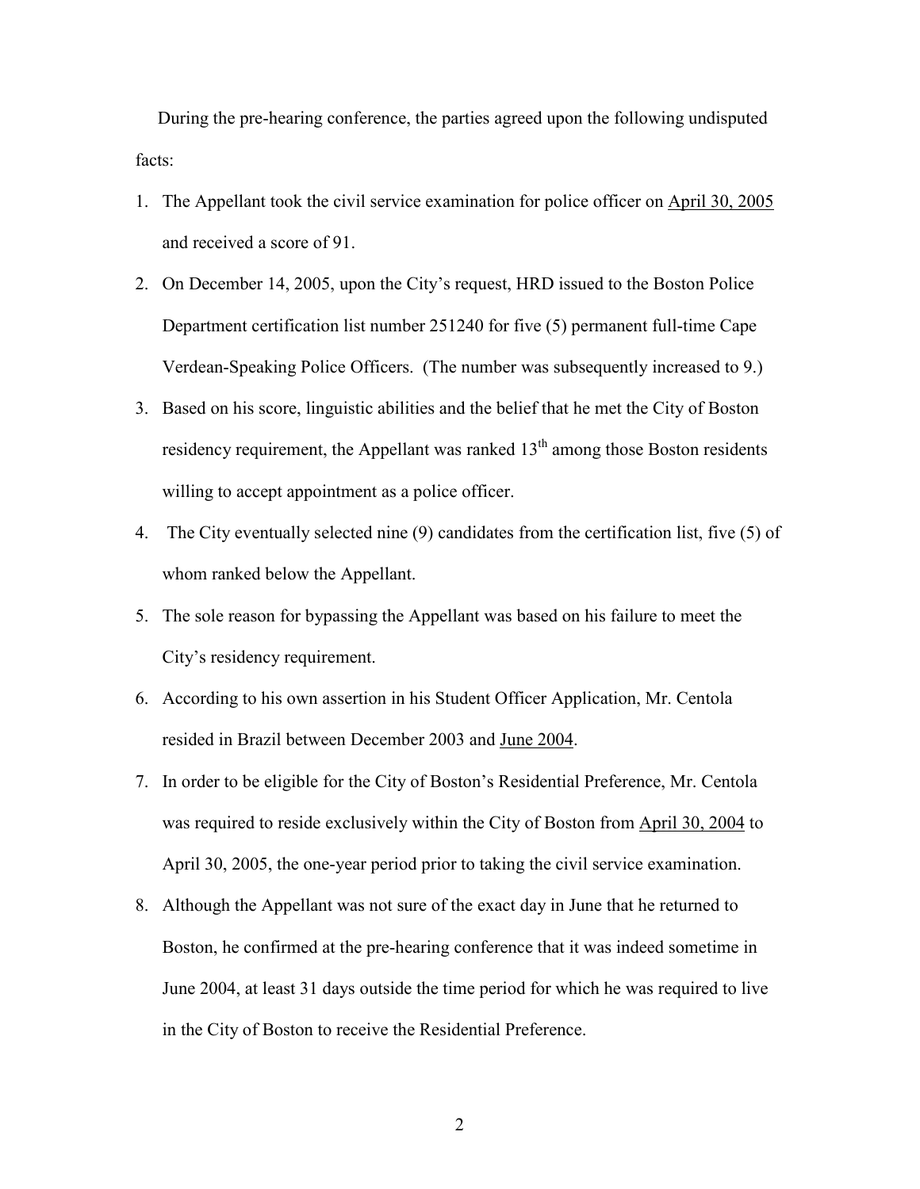During the pre-hearing conference, the parties agreed upon the following undisputed facts:

1. The Appellant took the civil service examination for police officer on April 30, 2005 and received a score of 91.
2. On December 14, 2005, upon the City's request, HRD issued to the Boston Police Department certification list number 251240 for five (5) permanent full-time Cape Verdean-Speaking Police Officers. (The number was subsequently increased to 9.)
3. Based on his score, linguistic abilities and the belief that he met the City of Boston residency requirement, the Appellant was ranked 13th among those Boston residents willing to accept appointment as a police officer.
4. The City eventually selected nine (9) candidates from the certification list, five (5) of whom ranked below the Appellant.
5. The sole reason for bypassing the Appellant was based on his failure to meet the City's residency requirement.
6. According to his own assertion in his Student Officer Application, Mr. Centola resided in Brazil between December 2003 and June 2004.
7. In order to be eligible for the City of Boston's Residential Preference, Mr. Centola was required to reside exclusively within the City of Boston from April 30, 2004 to April 30, 2005, the one-year period prior to taking the civil service examination.
8. Although the Appellant was not sure of the exact day in June that he returned to Boston, he confirmed at the pre-hearing conference that it was indeed sometime in June 2004, at least 31 days outside the time period for which he was required to live in the City of Boston to receive the Residential Preference.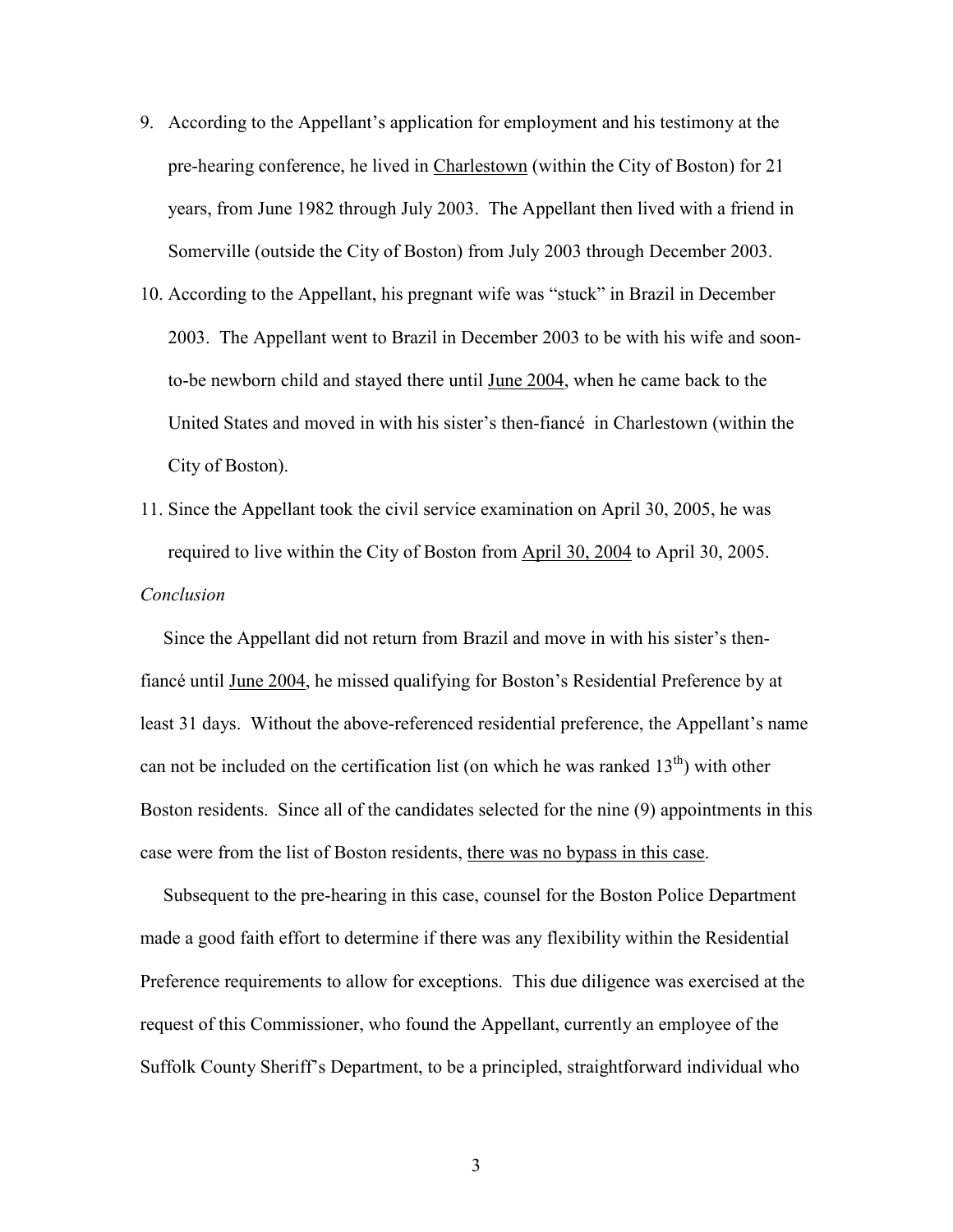9. According to the Appellant's application for employment and his testimony at the pre-hearing conference, he lived in Charlestown (within the City of Boston) for 21 years, from June 1982 through July 2003. The Appellant then lived with a friend in Somerville (outside the City of Boston) from July 2003 through December 2003.
10. According to the Appellant, his pregnant wife was "stuck" in Brazil in December 2003. The Appellant went to Brazil in December 2003 to be with his wife and soon-to-be newborn child and stayed there until June 2004, when he came back to the United States and moved in with his sister's then-fiancé in Charlestown (within the City of Boston).
11. Since the Appellant took the civil service examination on April 30, 2005, he was required to live within the City of Boston from April 30, 2004 to April 30, 2005.

*Conclusion*

Since the Appellant did not return from Brazil and move in with his sister's then-fiancé until June 2004, he missed qualifying for Boston's Residential Preference by at least 31 days. Without the above-referenced residential preference, the Appellant's name can not be included on the certification list (on which he was ranked 13th) with other Boston residents. Since all of the candidates selected for the nine (9) appointments in this case were from the list of Boston residents, there was no bypass in this case.

Subsequent to the pre-hearing in this case, counsel for the Boston Police Department made a good faith effort to determine if there was any flexibility within the Residential Preference requirements to allow for exceptions. This due diligence was exercised at the request of this Commissioner, who found the Appellant, currently an employee of the Suffolk County Sheriff's Department, to be a principled, straightforward individual who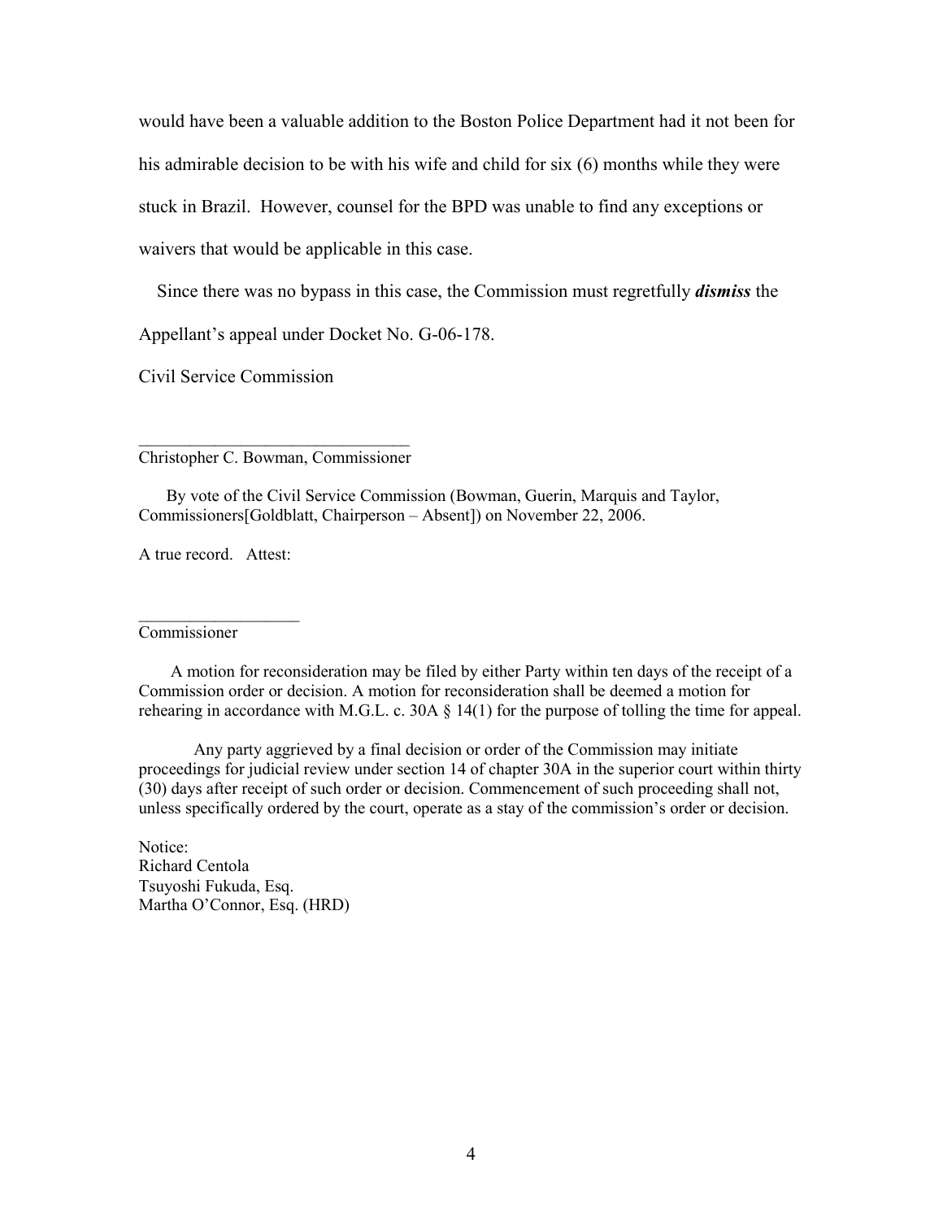would have been a valuable addition to the Boston Police Department had it not been for his admirable decision to be with his wife and child for six (6) months while they were stuck in Brazil. However, counsel for the BPD was unable to find any exceptions or waivers that would be applicable in this case.

Since there was no bypass in this case, the Commission must regretfully ***dismiss*** the Appellant's appeal under Docket No. G-06-178.

Civil Service Commission

\_\_\_\_\_\_\_\_\_\_\_\_\_\_\_\_\_\_\_\_\_\_\_\_\_\_\_\_\_\_\_\_

Christopher C. Bowman, Commissioner

By vote of the Civil Service Commission (Bowman, Guerin, Marquis and Taylor, Commissioners[Goldblatt, Chairperson – Absent]) on November 22, 2006.

A true record. Attest:

\_\_\_\_\_\_\_\_\_\_\_\_\_\_\_\_\_\_\_

Commissioner

A motion for reconsideration may be filed by either Party within ten days of the receipt of a Commission order or decision. A motion for reconsideration shall be deemed a motion for rehearing in accordance with M.G.L. c. 30A § 14(1) for the purpose of tolling the time for appeal.

Any party aggrieved by a final decision or order of the Commission may initiate proceedings for judicial review under section 14 of chapter 30A in the superior court within thirty (30) days after receipt of such order or decision. Commencement of such proceeding shall not, unless specifically ordered by the court, operate as a stay of the commission's order or decision.

Notice:
Richard Centola
Tsuyoshi Fukuda, Esq.
Martha O'Connor, Esq. (HRD)